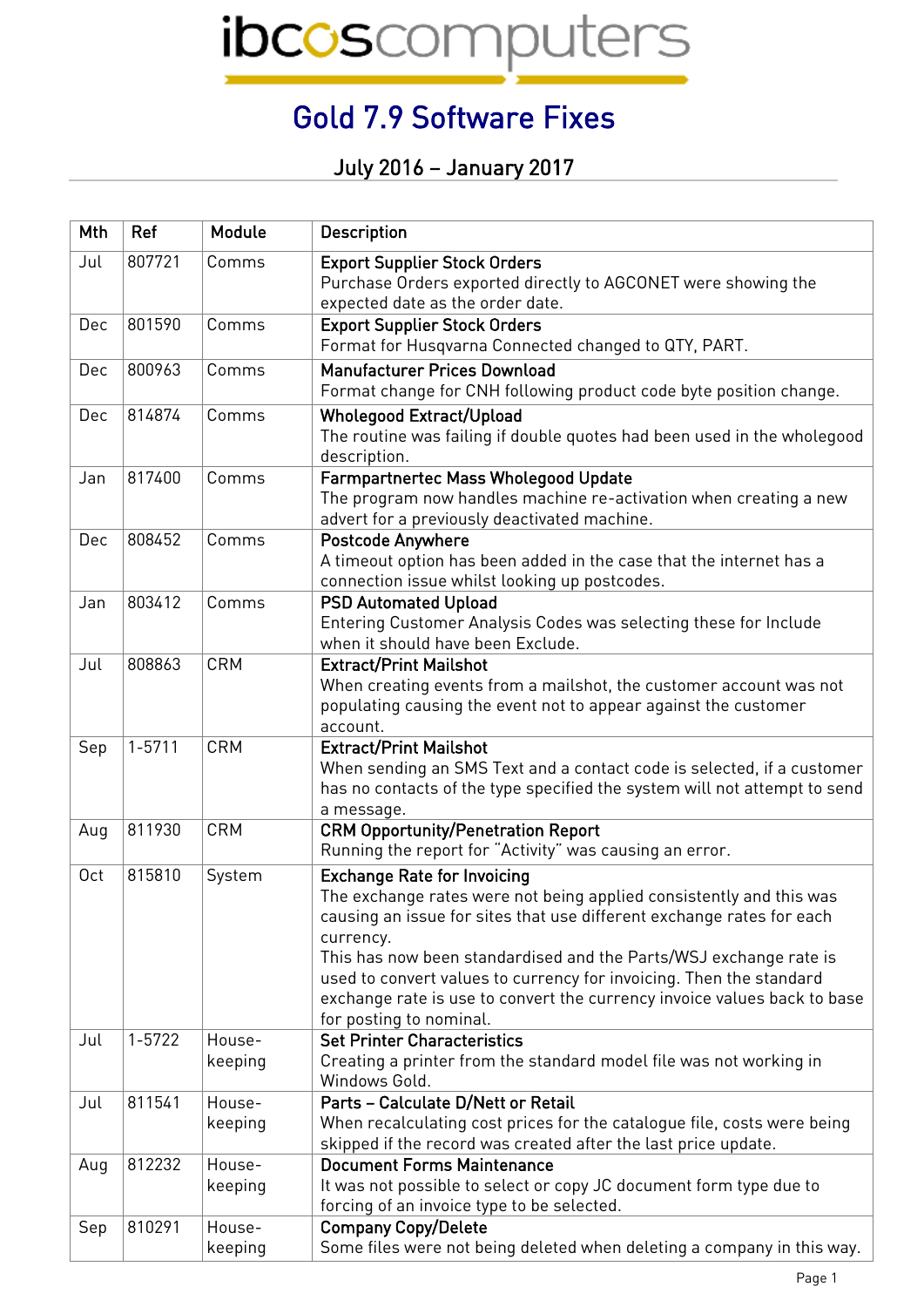ibcoscomputers

# Gold 7.9 Software Fixes

## July 2016 – January 2017

| Mth | Ref | Module | Description |
|---|---|---|---|
| Jul | 807721 | Comms | **Export Supplier Stock Orders**<br>Purchase Orders exported directly to AGCONET were showing the expected date as the order date. |
| Dec | 801590 | Comms | **Export Supplier Stock Orders**<br>Format for Husqvarna Connected changed to QTY, PART. |
| Dec | 800963 | Comms | **Manufacturer Prices Download**<br>Format change for CNH following product code byte position change. |
| Dec | 814874 | Comms | **Wholegood Extract/Upload**<br>The routine was failing if double quotes had been used in the wholegood description. |
| Jan | 817400 | Comms | **Farmpartnertec Mass Wholegood Update**<br>The program now handles machine re-activation when creating a new advert for a previously deactivated machine. |
| Dec | 808452 | Comms | **Postcode Anywhere**<br>A timeout option has been added in the case that the internet has a connection issue whilst looking up postcodes. |
| Jan | 803412 | Comms | **PSD Automated Upload**<br>Entering Customer Analysis Codes was selecting these for Include when it should have been Exclude. |
| Jul | 808863 | CRM | **Extract/Print Mailshot**<br>When creating events from a mailshot, the customer account was not populating causing the event not to appear against the customer account. |
| Sep | 1-5711 | CRM | **Extract/Print Mailshot**<br>When sending an SMS Text and a contact code is selected, if a customer has no contacts of the type specified the system will not attempt to send a message. |
| Aug | 811930 | CRM | **CRM Opportunity/Penetration Report**<br>Running the report for "Activity" was causing an error. |
| Oct | 815810 | System | **Exchange Rate for Invoicing**<br>The exchange rates were not being applied consistently and this was causing an issue for sites that use different exchange rates for each currency.<br>This has now been standardised and the Parts/WSJ exchange rate is used to convert values to currency for invoicing. Then the standard exchange rate is use to convert the currency invoice values back to base for posting to nominal. |
| Jul | 1-5722 | House-keeping | **Set Printer Characteristics**<br>Creating a printer from the standard model file was not working in Windows Gold. |
| Jul | 811541 | House-keeping | **Parts – Calculate D/Nett or Retail**<br>When recalculating cost prices for the catalogue file, costs were being skipped if the record was created after the last price update. |
| Aug | 812232 | House-keeping | **Document Forms Maintenance**<br>It was not possible to select or copy JC document form type due to forcing of an invoice type to be selected. |
| Sep | 810291 | House-keeping | **Company Copy/Delete**<br>Some files were not being deleted when deleting a company in this way. |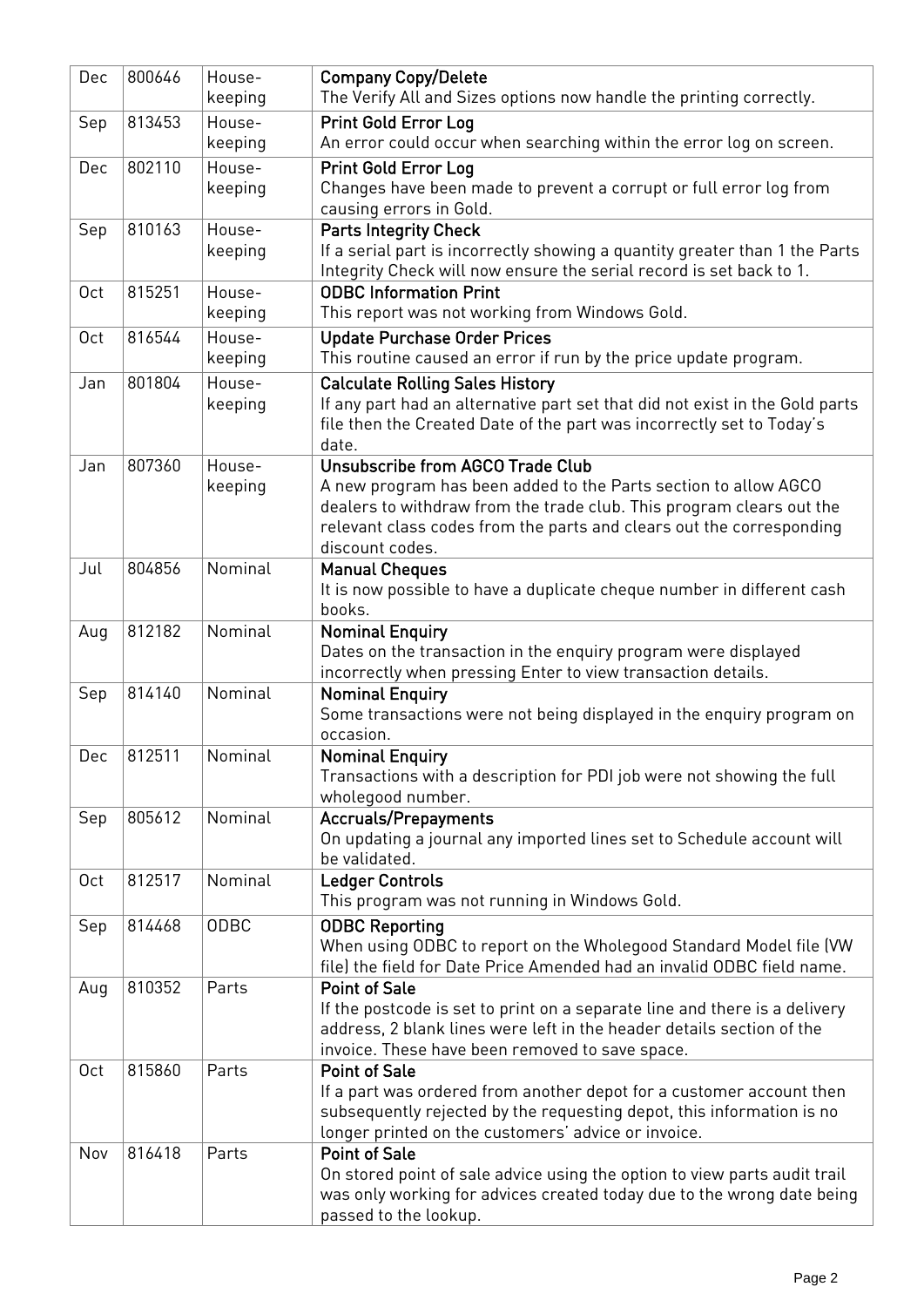| Dec | 800646 | House-keeping | **Company Copy/Delete**<br>The Verify All and Sizes options now handle the printing correctly. |
|---|---|---|---|
| Sep | 813453 | House-keeping | **Print Gold Error Log**<br>An error could occur when searching within the error log on screen. |
| Dec | 802110 | House-keeping | **Print Gold Error Log**<br>Changes have been made to prevent a corrupt or full error log from causing errors in Gold. |
| Sep | 810163 | House-keeping | **Parts Integrity Check**<br>If a serial part is incorrectly showing a quantity greater than 1 the Parts Integrity Check will now ensure the serial record is set back to 1. |
| Oct | 815251 | House-keeping | **ODBC Information Print**<br>This report was not working from Windows Gold. |
| Oct | 816544 | House-keeping | **Update Purchase Order Prices**<br>This routine caused an error if run by the price update program. |
| Jan | 801804 | House-keeping | **Calculate Rolling Sales History**<br>If any part had an alternative part set that did not exist in the Gold parts file then the Created Date of the part was incorrectly set to Today's date. |
| Jan | 807360 | House-keeping | **Unsubscribe from AGCO Trade Club**<br>A new program has been added to the Parts section to allow AGCO dealers to withdraw from the trade club. This program clears out the relevant class codes from the parts and clears out the corresponding discount codes. |
| Jul | 804856 | Nominal | **Manual Cheques**<br>It is now possible to have a duplicate cheque number in different cash books. |
| Aug | 812182 | Nominal | **Nominal Enquiry**<br>Dates on the transaction in the enquiry program were displayed incorrectly when pressing Enter to view transaction details. |
| Sep | 814140 | Nominal | **Nominal Enquiry**<br>Some transactions were not being displayed in the enquiry program on occasion. |
| Dec | 812511 | Nominal | **Nominal Enquiry**<br>Transactions with a description for PDI job were not showing the full wholegood number. |
| Sep | 805612 | Nominal | **Accruals/Prepayments**<br>On updating a journal any imported lines set to Schedule account will be validated. |
| Oct | 812517 | Nominal | **Ledger Controls**<br>This program was not running in Windows Gold. |
| Sep | 814468 | ODBC | **ODBC Reporting**<br>When using ODBC to report on the Wholegood Standard Model file (VW file) the field for Date Price Amended had an invalid ODBC field name. |
| Aug | 810352 | Parts | **Point of Sale**<br>If the postcode is set to print on a separate line and there is a delivery address, 2 blank lines were left in the header details section of the invoice. These have been removed to save space. |
| Oct | 815860 | Parts | **Point of Sale**<br>If a part was ordered from another depot for a customer account then subsequently rejected by the requesting depot, this information is no longer printed on the customers' advice or invoice. |
| Nov | 816418 | Parts | **Point of Sale**<br>On stored point of sale advice using the option to view parts audit trail was only working for advices created today due to the wrong date being passed to the lookup. |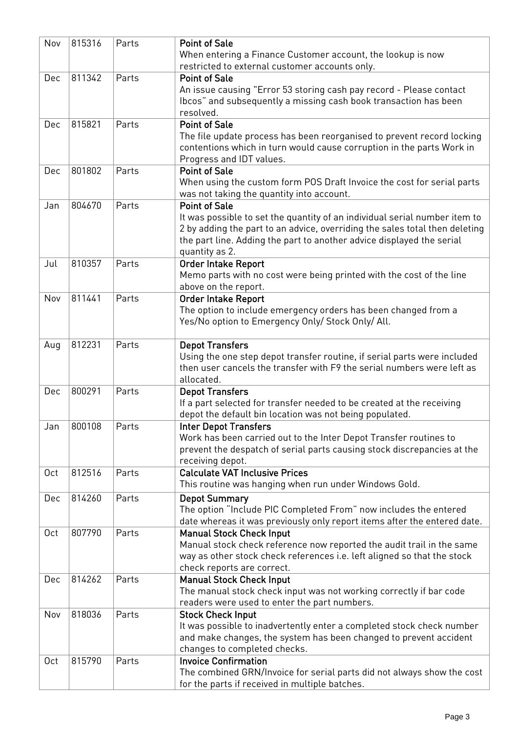| Nov | 815316 | Parts | **Point of Sale**<br>When entering a Finance Customer account, the lookup is now restricted to external customer accounts only. |
|---|---|---|---|
| Dec | 811342 | Parts | **Point of Sale**<br>An issue causing "Error 53 storing cash pay record - Please contact Ibcos" and subsequently a missing cash book transaction has been resolved. |
| Dec | 815821 | Parts | **Point of Sale**<br>The file update process has been reorganised to prevent record locking contentions which in turn would cause corruption in the parts Work in Progress and IDT values. |
| Dec | 801802 | Parts | **Point of Sale**<br>When using the custom form POS Draft Invoice the cost for serial parts was not taking the quantity into account. |
| Jan | 804670 | Parts | **Point of Sale**<br>It was possible to set the quantity of an individual serial number item to 2 by adding the part to an advice, overriding the sales total then deleting the part line. Adding the part to another advice displayed the serial quantity as 2. |
| Jul | 810357 | Parts | **Order Intake Report**<br>Memo parts with no cost were being printed with the cost of the line above on the report. |
| Nov | 811441 | Parts | **Order Intake Report**<br>The option to include emergency orders has been changed from a Yes/No option to Emergency Only/ Stock Only/ All. |
| Aug | 812231 | Parts | **Depot Transfers**<br>Using the one step depot transfer routine, if serial parts were included then user cancels the transfer with F9 the serial numbers were left as allocated. |
| Dec | 800291 | Parts | **Depot Transfers**<br>If a part selected for transfer needed to be created at the receiving depot the default bin location was not being populated. |
| Jan | 800108 | Parts | **Inter Depot Transfers**<br>Work has been carried out to the Inter Depot Transfer routines to prevent the despatch of serial parts causing stock discrepancies at the receiving depot. |
| Oct | 812516 | Parts | **Calculate VAT Inclusive Prices**<br>This routine was hanging when run under Windows Gold. |
| Dec | 814260 | Parts | **Depot Summary**<br>The option "Include PIC Completed From" now includes the entered date whereas it was previously only report items after the entered date. |
| Oct | 807790 | Parts | **Manual Stock Check Input**<br>Manual stock check reference now reported the audit trail in the same way as other stock check references i.e. left aligned so that the stock check reports are correct. |
| Dec | 814262 | Parts | **Manual Stock Check Input**<br>The manual stock check input was not working correctly if bar code readers were used to enter the part numbers. |
| Nov | 818036 | Parts | **Stock Check Input**<br>It was possible to inadvertently enter a completed stock check number and make changes, the system has been changed to prevent accident changes to completed checks. |
| Oct | 815790 | Parts | **Invoice Confirmation**<br>The combined GRN/Invoice for serial parts did not always show the cost for the parts if received in multiple batches. |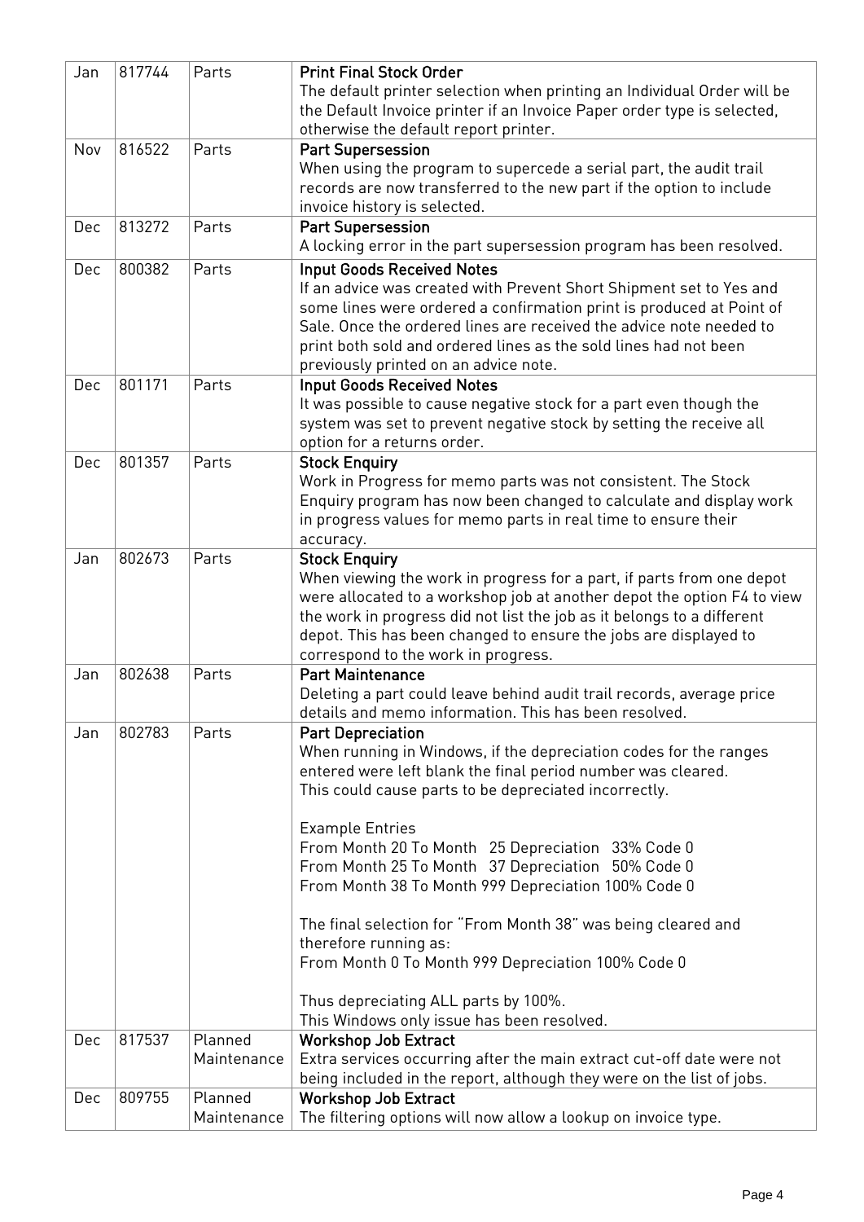| Jan | 817744 | Parts | **Print Final Stock Order**<br>The default printer selection when printing an Individual Order will be the Default Invoice printer if an Invoice Paper order type is selected, otherwise the default report printer. |
|---|---|---|---|
| Nov | 816522 | Parts | **Part Supersession**<br>When using the program to supercede a serial part, the audit trail records are now transferred to the new part if the option to include invoice history is selected. |
| Dec | 813272 | Parts | **Part Supersession**<br>A locking error in the part supersession program has been resolved. |
| Dec | 800382 | Parts | **Input Goods Received Notes**<br>If an advice was created with Prevent Short Shipment set to Yes and some lines were ordered a confirmation print is produced at Point of Sale. Once the ordered lines are received the advice note needed to print both sold and ordered lines as the sold lines had not been previously printed on an advice note. |
| Dec | 801171 | Parts | **Input Goods Received Notes**<br>It was possible to cause negative stock for a part even though the system was set to prevent negative stock by setting the receive all option for a returns order. |
| Dec | 801357 | Parts | **Stock Enquiry**<br>Work in Progress for memo parts was not consistent. The Stock Enquiry program has now been changed to calculate and display work in progress values for memo parts in real time to ensure their accuracy. |
| Jan | 802673 | Parts | **Stock Enquiry**<br>When viewing the work in progress for a part, if parts from one depot were allocated to a workshop job at another depot the option F4 to view the work in progress did not list the job as it belongs to a different depot. This has been changed to ensure the jobs are displayed to correspond to the work in progress. |
| Jan | 802638 | Parts | **Part Maintenance**<br>Deleting a part could leave behind audit trail records, average price details and memo information. This has been resolved. |
| Jan | 802783 | Parts | **Part Depreciation**<br>When running in Windows, if the depreciation codes for the ranges entered were left blank the final period number was cleared.<br>This could cause parts to be depreciated incorrectly.<br><br>Example Entries<br>From Month 20 To Month 25 Depreciation 33% Code 0<br>From Month 25 To Month 37 Depreciation 50% Code 0<br>From Month 38 To Month 999 Depreciation 100% Code 0<br><br>The final selection for "From Month 38" was being cleared and therefore running as:<br>From Month 0 To Month 999 Depreciation 100% Code 0<br><br>Thus depreciating ALL parts by 100%.<br>This Windows only issue has been resolved. |
| Dec | 817537 | Planned Maintenance | **Workshop Job Extract**<br>Extra services occurring after the main extract cut-off date were not being included in the report, although they were on the list of jobs. |
| Dec | 809755 | Planned Maintenance | **Workshop Job Extract**<br>The filtering options will now allow a lookup on invoice type. |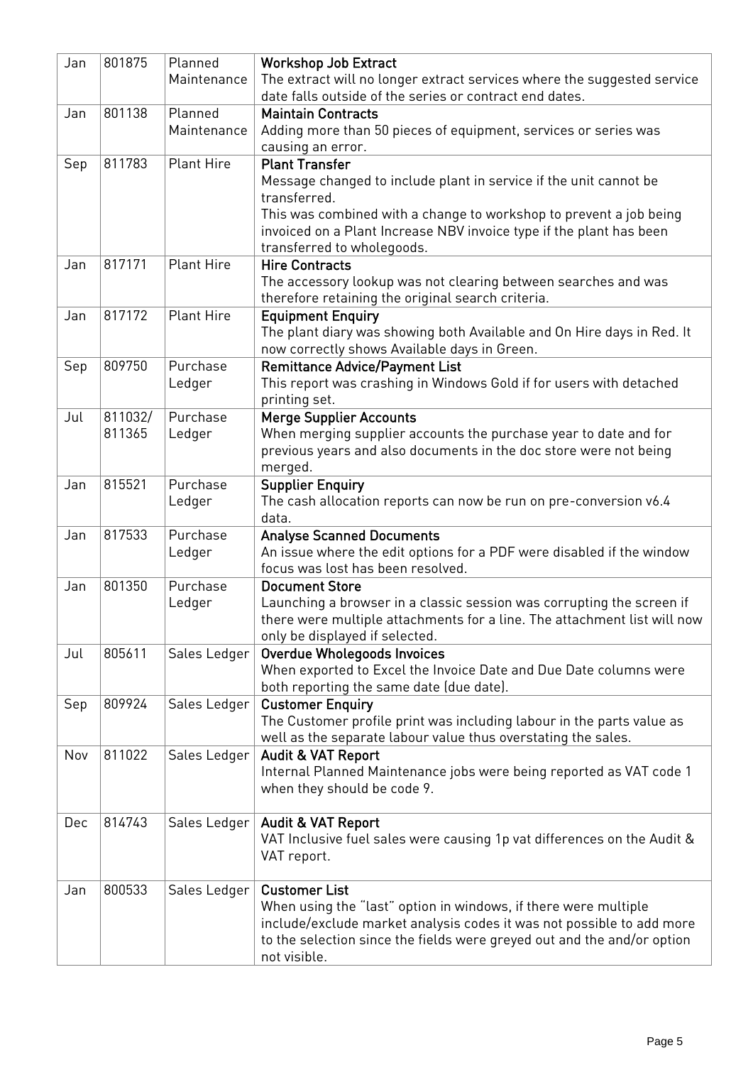| Jan | 801875 | Planned Maintenance | **Workshop Job Extract**<br>The extract will no longer extract services where the suggested service date falls outside of the series or contract end dates. |
|---|---|---|---|
| Jan | 801138 | Planned Maintenance | **Maintain Contracts**<br>Adding more than 50 pieces of equipment, services or series was causing an error. |
| Sep | 811783 | Plant Hire | **Plant Transfer**<br>Message changed to include plant in service if the unit cannot be transferred.<br>This was combined with a change to workshop to prevent a job being invoiced on a Plant Increase NBV invoice type if the plant has been transferred to wholegoods. |
| Jan | 817171 | Plant Hire | **Hire Contracts**<br>The accessory lookup was not clearing between searches and was therefore retaining the original search criteria. |
| Jan | 817172 | Plant Hire | **Equipment Enquiry**<br>The plant diary was showing both Available and On Hire days in Red. It now correctly shows Available days in Green. |
| Sep | 809750 | Purchase Ledger | **Remittance Advice/Payment List**<br>This report was crashing in Windows Gold if for users with detached printing set. |
| Jul | 811032/ 811365 | Purchase Ledger | **Merge Supplier Accounts**<br>When merging supplier accounts the purchase year to date and for previous years and also documents in the doc store were not being merged. |
| Jan | 815521 | Purchase Ledger | **Supplier Enquiry**<br>The cash allocation reports can now be run on pre-conversion v6.4 data. |
| Jan | 817533 | Purchase Ledger | **Analyse Scanned Documents**<br>An issue where the edit options for a PDF were disabled if the window focus was lost has been resolved. |
| Jan | 801350 | Purchase Ledger | **Document Store**<br>Launching a browser in a classic session was corrupting the screen if there were multiple attachments for a line. The attachment list will now only be displayed if selected. |
| Jul | 805611 | Sales Ledger | **Overdue Wholegoods Invoices**<br>When exported to Excel the Invoice Date and Due Date columns were both reporting the same date (due date). |
| Sep | 809924 | Sales Ledger | **Customer Enquiry**<br>The Customer profile print was including labour in the parts value as well as the separate labour value thus overstating the sales. |
| Nov | 811022 | Sales Ledger | **Audit & VAT Report**<br>Internal Planned Maintenance jobs were being reported as VAT code 1 when they should be code 9. |
| Dec | 814743 | Sales Ledger | **Audit & VAT Report**<br>VAT Inclusive fuel sales were causing 1p vat differences on the Audit & VAT report. |
| Jan | 800533 | Sales Ledger | **Customer List**<br>When using the "last" option in windows, if there were multiple include/exclude market analysis codes it was not possible to add more to the selection since the fields were greyed out and the and/or option not visible. |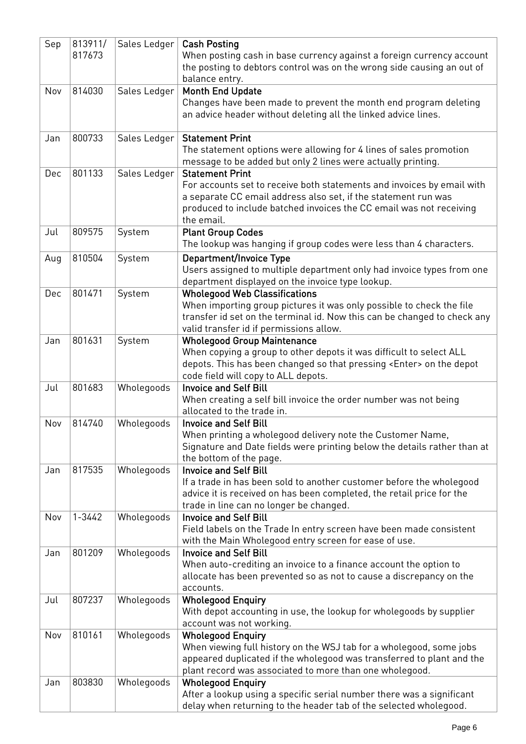| | | | |
|---|---|---|---|
| Sep | 813911/ 817673 | Sales Ledger | **Cash Posting**<br>When posting cash in base currency against a foreign currency account the posting to debtors control was on the wrong side causing an out of balance entry. |
| Nov | 814030 | Sales Ledger | **Month End Update**<br>Changes have been made to prevent the month end program deleting an advice header without deleting all the linked advice lines. |
| Jan | 800733 | Sales Ledger | **Statement Print**<br>The statement options were allowing for 4 lines of sales promotion message to be added but only 2 lines were actually printing. |
| Dec | 801133 | Sales Ledger | **Statement Print**<br>For accounts set to receive both statements and invoices by email with a separate CC email address also set, if the statement run was produced to include batched invoices the CC email was not receiving the email. |
| Jul | 809575 | System | **Plant Group Codes**<br>The lookup was hanging if group codes were less than 4 characters. |
| Aug | 810504 | System | **Department/Invoice Type**<br>Users assigned to multiple department only had invoice types from one department displayed on the invoice type lookup. |
| Dec | 801471 | System | **Wholegood Web Classifications**<br>When importing group pictures it was only possible to check the file transfer id set on the terminal id. Now this can be changed to check any valid transfer id if permissions allow. |
| Jan | 801631 | System | **Wholegood Group Maintenance**<br>When copying a group to other depots it was difficult to select ALL depots. This has been changed so that pressing <Enter> on the depot code field will copy to ALL depots. |
| Jul | 801683 | Wholegoods | **Invoice and Self Bill**<br>When creating a self bill invoice the order number was not being allocated to the trade in. |
| Nov | 814740 | Wholegoods | **Invoice and Self Bill**<br>When printing a wholegood delivery note the Customer Name, Signature and Date fields were printing below the details rather than at the bottom of the page. |
| Jan | 817535 | Wholegoods | **Invoice and Self Bill**<br>If a trade in has been sold to another customer before the wholegood advice it is received on has been completed, the retail price for the trade in line can no longer be changed. |
| Nov | 1-3442 | Wholegoods | **Invoice and Self Bill**<br>Field labels on the Trade In entry screen have been made consistent with the Main Wholegood entry screen for ease of use. |
| Jan | 801209 | Wholegoods | **Invoice and Self Bill**<br>When auto-crediting an invoice to a finance account the option to allocate has been prevented so as not to cause a discrepancy on the accounts. |
| Jul | 807237 | Wholegoods | **Wholegood Enquiry**<br>With depot accounting in use, the lookup for wholegoods by supplier account was not working. |
| Nov | 810161 | Wholegoods | **Wholegood Enquiry**<br>When viewing full history on the WSJ tab for a wholegood, some jobs appeared duplicated if the wholegood was transferred to plant and the plant record was associated to more than one wholegood. |
| Jan | 803830 | Wholegoods | **Wholegood Enquiry**<br>After a lookup using a specific serial number there was a significant delay when returning to the header tab of the selected wholegood. |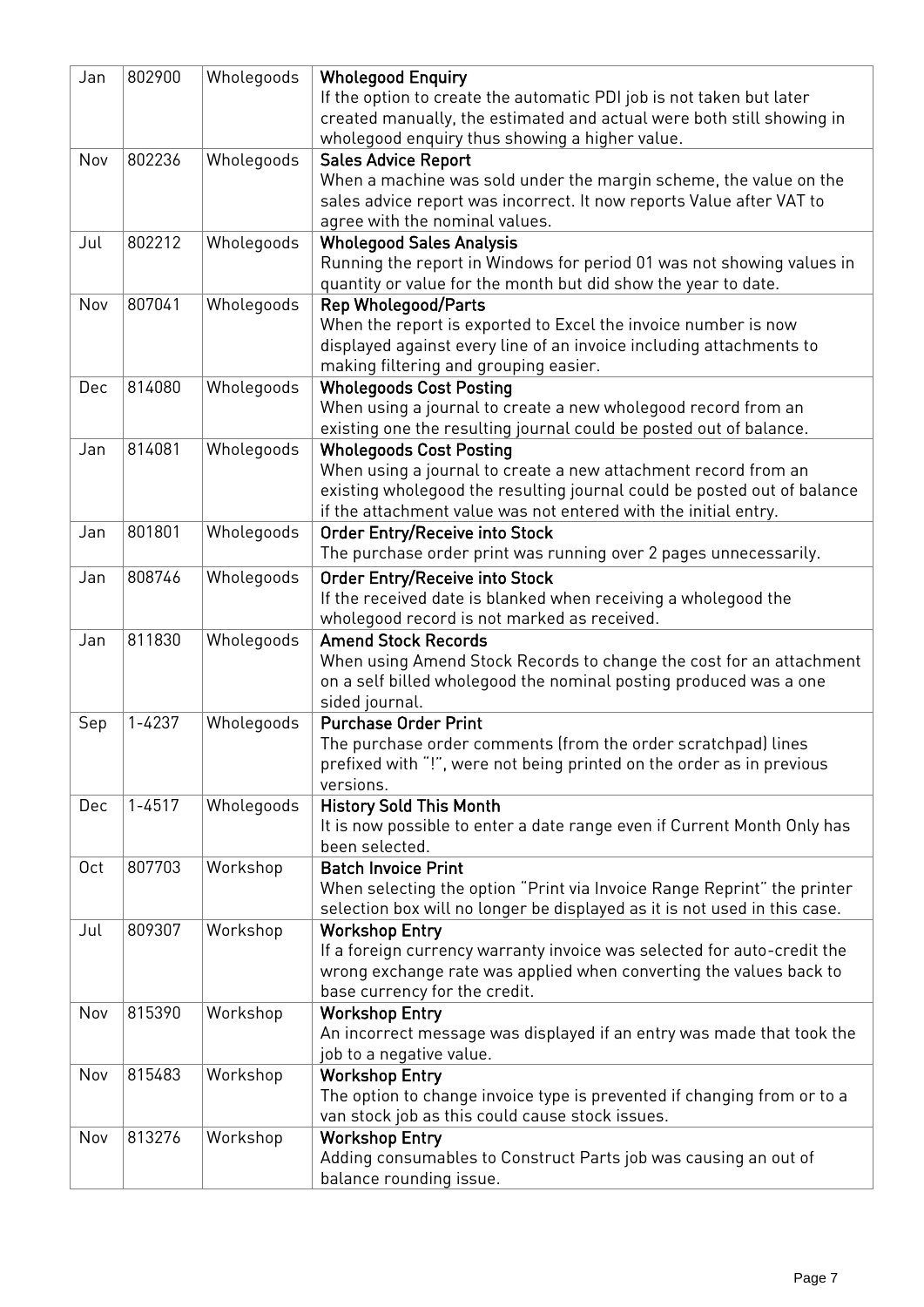| Jan | 802900 | Wholegoods | **Wholegood Enquiry**<br>If the option to create the automatic PDI job is not taken but later created manually, the estimated and actual were both still showing in wholegood enquiry thus showing a higher value. |
|---|---|---|---|
| Nov | 802236 | Wholegoods | **Sales Advice Report**<br>When a machine was sold under the margin scheme, the value on the sales advice report was incorrect. It now reports Value after VAT to agree with the nominal values. |
| Jul | 802212 | Wholegoods | **Wholegood Sales Analysis**<br>Running the report in Windows for period 01 was not showing values in quantity or value for the month but did show the year to date. |
| Nov | 807041 | Wholegoods | **Rep Wholegood/Parts**<br>When the report is exported to Excel the invoice number is now displayed against every line of an invoice including attachments to making filtering and grouping easier. |
| Dec | 814080 | Wholegoods | **Wholegoods Cost Posting**<br>When using a journal to create a new wholegood record from an existing one the resulting journal could be posted out of balance. |
| Jan | 814081 | Wholegoods | **Wholegoods Cost Posting**<br>When using a journal to create a new attachment record from an existing wholegood the resulting journal could be posted out of balance if the attachment value was not entered with the initial entry. |
| Jan | 801801 | Wholegoods | **Order Entry/Receive into Stock**<br>The purchase order print was running over 2 pages unnecessarily. |
| Jan | 808746 | Wholegoods | **Order Entry/Receive into Stock**<br>If the received date is blanked when receiving a wholegood the wholegood record is not marked as received. |
| Jan | 811830 | Wholegoods | **Amend Stock Records**<br>When using Amend Stock Records to change the cost for an attachment on a self billed wholegood the nominal posting produced was a one sided journal. |
| Sep | 1-4237 | Wholegoods | **Purchase Order Print**<br>The purchase order comments (from the order scratchpad) lines prefixed with "!", were not being printed on the order as in previous versions. |
| Dec | 1-4517 | Wholegoods | **History Sold This Month**<br>It is now possible to enter a date range even if Current Month Only has been selected. |
| Oct | 807703 | Workshop | **Batch Invoice Print**<br>When selecting the option "Print via Invoice Range Reprint" the printer selection box will no longer be displayed as it is not used in this case. |
| Jul | 809307 | Workshop | **Workshop Entry**<br>If a foreign currency warranty invoice was selected for auto-credit the wrong exchange rate was applied when converting the values back to base currency for the credit. |
| Nov | 815390 | Workshop | **Workshop Entry**<br>An incorrect message was displayed if an entry was made that took the job to a negative value. |
| Nov | 815483 | Workshop | **Workshop Entry**<br>The option to change invoice type is prevented if changing from or to a van stock job as this could cause stock issues. |
| Nov | 813276 | Workshop | **Workshop Entry**<br>Adding consumables to Construct Parts job was causing an out of balance rounding issue. |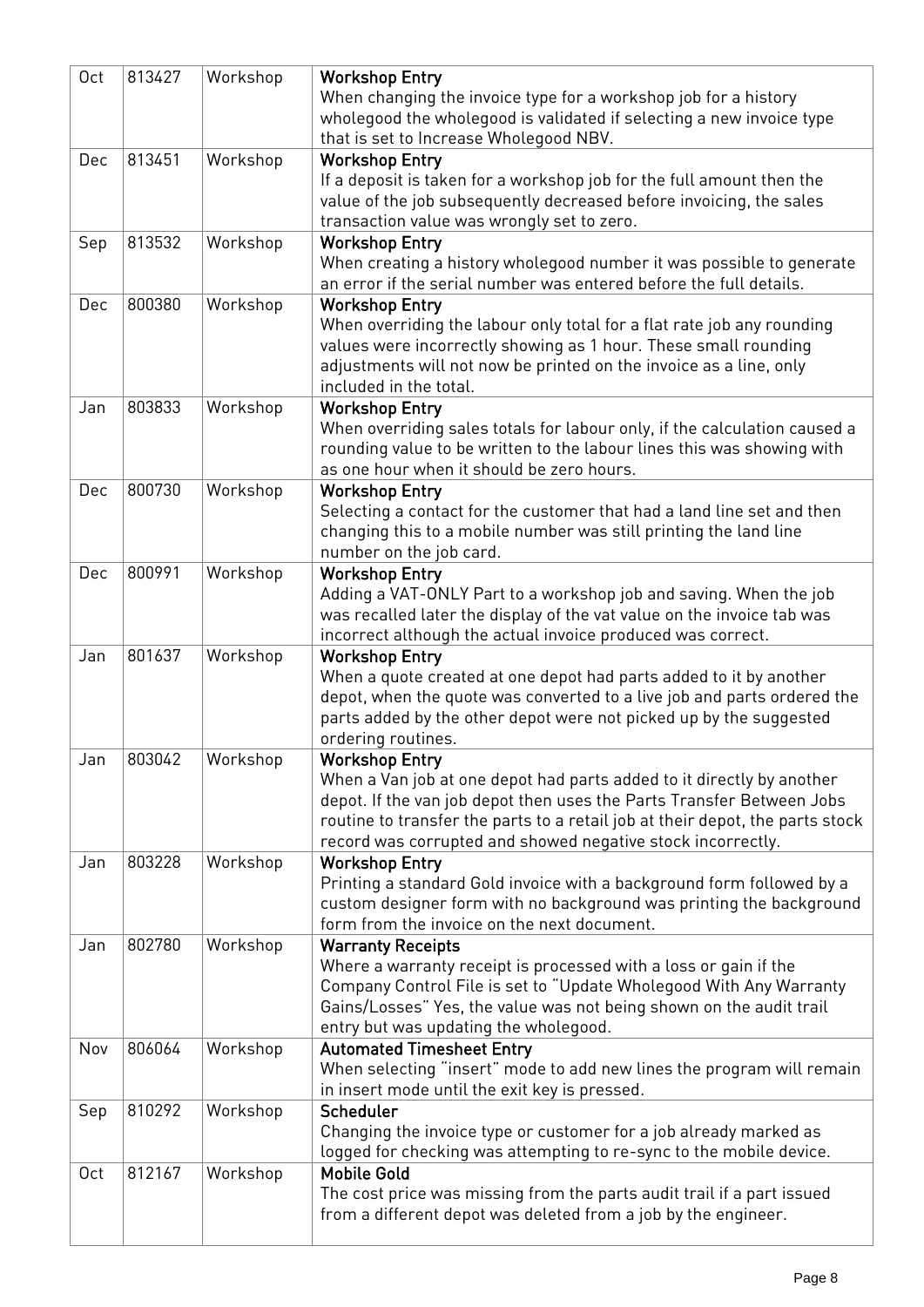| | | | |
|---|---|---|---|
| Oct | 813427 | Workshop | **Workshop Entry**<br>When changing the invoice type for a workshop job for a history wholegood the wholegood is validated if selecting a new invoice type that is set to Increase Wholegood NBV. |
| Dec | 813451 | Workshop | **Workshop Entry**<br>If a deposit is taken for a workshop job for the full amount then the value of the job subsequently decreased before invoicing, the sales transaction value was wrongly set to zero. |
| Sep | 813532 | Workshop | **Workshop Entry**<br>When creating a history wholegood number it was possible to generate an error if the serial number was entered before the full details. |
| Dec | 800380 | Workshop | **Workshop Entry**<br>When overriding the labour only total for a flat rate job any rounding values were incorrectly showing as 1 hour. These small rounding adjustments will not now be printed on the invoice as a line, only included in the total. |
| Jan | 803833 | Workshop | **Workshop Entry**<br>When overriding sales totals for labour only, if the calculation caused a rounding value to be written to the labour lines this was showing with as one hour when it should be zero hours. |
| Dec | 800730 | Workshop | **Workshop Entry**<br>Selecting a contact for the customer that had a land line set and then changing this to a mobile number was still printing the land line number on the job card. |
| Dec | 800991 | Workshop | **Workshop Entry**<br>Adding a VAT-ONLY Part to a workshop job and saving. When the job was recalled later the display of the vat value on the invoice tab was incorrect although the actual invoice produced was correct. |
| Jan | 801637 | Workshop | **Workshop Entry**<br>When a quote created at one depot had parts added to it by another depot, when the quote was converted to a live job and parts ordered the parts added by the other depot were not picked up by the suggested ordering routines. |
| Jan | 803042 | Workshop | **Workshop Entry**<br>When a Van job at one depot had parts added to it directly by another depot. If the van job depot then uses the Parts Transfer Between Jobs routine to transfer the parts to a retail job at their depot, the parts stock record was corrupted and showed negative stock incorrectly. |
| Jan | 803228 | Workshop | **Workshop Entry**<br>Printing a standard Gold invoice with a background form followed by a custom designer form with no background was printing the background form from the invoice on the next document. |
| Jan | 802780 | Workshop | **Warranty Receipts**<br>Where a warranty receipt is processed with a loss or gain if the Company Control File is set to "Update Wholegood With Any Warranty Gains/Losses" Yes, the value was not being shown on the audit trail entry but was updating the wholegood. |
| Nov | 806064 | Workshop | **Automated Timesheet Entry**<br>When selecting "insert" mode to add new lines the program will remain in insert mode until the exit key is pressed. |
| Sep | 810292 | Workshop | **Scheduler**<br>Changing the invoice type or customer for a job already marked as logged for checking was attempting to re-sync to the mobile device. |
| Oct | 812167 | Workshop | **Mobile Gold**<br>The cost price was missing from the parts audit trail if a part issued from a different depot was deleted from a job by the engineer. |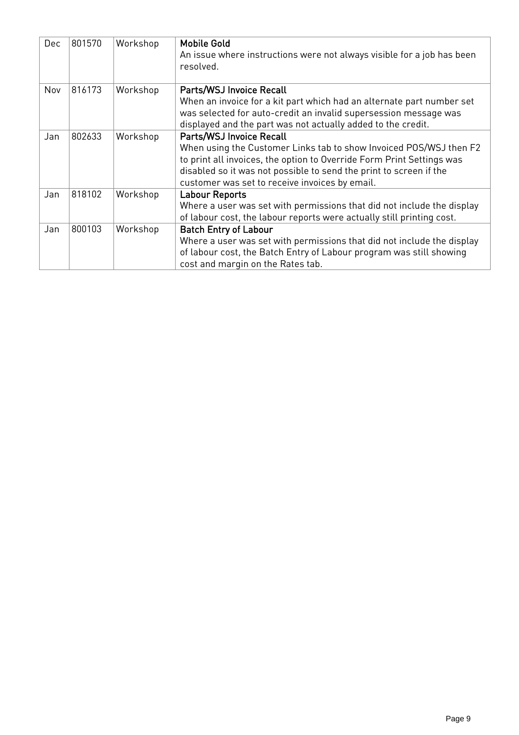| | | | |
|---|---|---|---|
| Dec | 801570 | Workshop | **Mobile Gold**<br>An issue where instructions were not always visible for a job has been resolved. |
| Nov | 816173 | Workshop | **Parts/WSJ Invoice Recall**<br>When an invoice for a kit part which had an alternate part number set was selected for auto-credit an invalid supersession message was displayed and the part was not actually added to the credit. |
| Jan | 802633 | Workshop | **Parts/WSJ Invoice Recall**<br>When using the Customer Links tab to show Invoiced POS/WSJ then F2 to print all invoices, the option to Override Form Print Settings was disabled so it was not possible to send the print to screen if the customer was set to receive invoices by email. |
| Jan | 818102 | Workshop | **Labour Reports**<br>Where a user was set with permissions that did not include the display of labour cost, the labour reports were actually still printing cost. |
| Jan | 800103 | Workshop | **Batch Entry of Labour**<br>Where a user was set with permissions that did not include the display of labour cost, the Batch Entry of Labour program was still showing cost and margin on the Rates tab. |